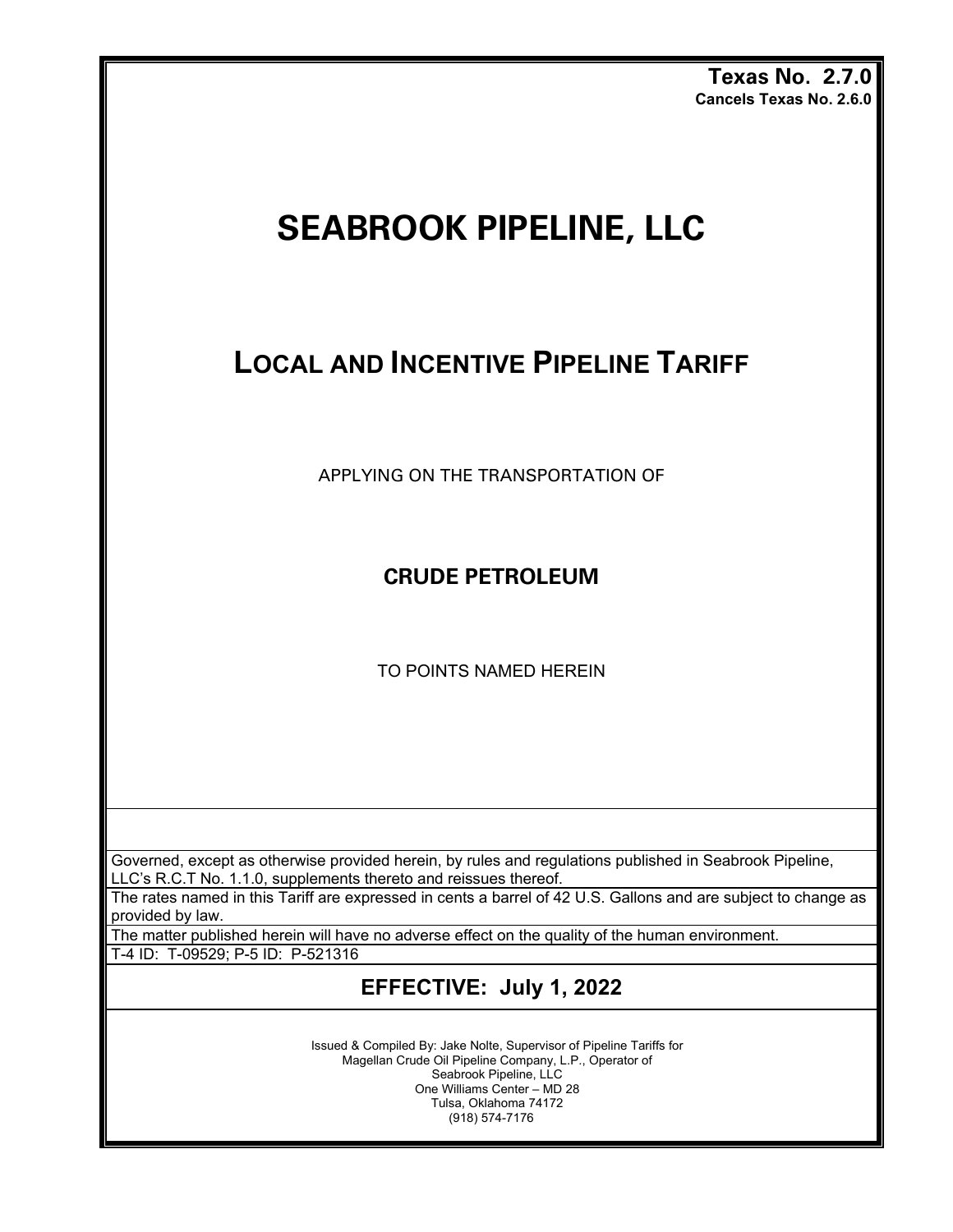**Texas No. 2.7.0**
**Cancels Texas No. 2.6.0**

# SEABROOK PIPELINE, LLC

## LOCAL AND INCENTIVE PIPELINE TARIFF

APPLYING ON THE TRANSPORTATION OF

### CRUDE PETROLEUM

TO POINTS NAMED HEREIN

Governed, except as otherwise provided herein, by rules and regulations published in Seabrook Pipeline, LLC's R.C.T No. 1.1.0, supplements thereto and reissues thereof.

The rates named in this Tariff are expressed in cents a barrel of 42 U.S. Gallons and are subject to change as provided by law.

The matter published herein will have no adverse effect on the quality of the human environment.

T-4 ID: T-09529; P-5 ID: P-521316

**EFFECTIVE: July 1, 2022**

Issued & Compiled By: Jake Nolte, Supervisor of Pipeline Tariffs for
Magellan Crude Oil Pipeline Company, L.P., Operator of
Seabrook Pipeline, LLC
One Williams Center – MD 28
Tulsa, Oklahoma 74172
(918) 574-7176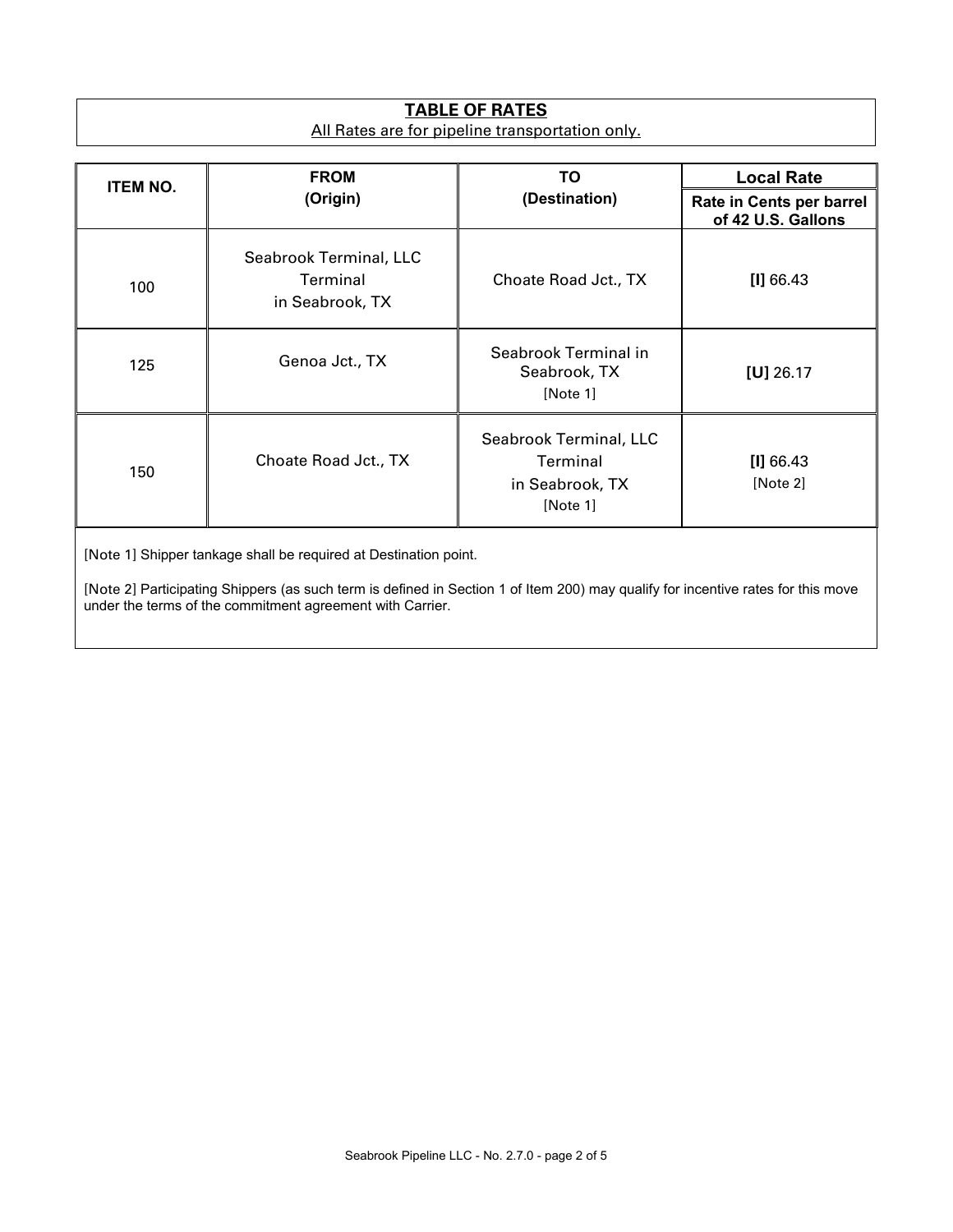## TABLE OF RATES

All Rates are for pipeline transportation only.

| ITEM NO. | FROM (Origin) | TO (Destination) | Local Rate |
|---|---|---|---|
| | | | Rate in Cents per barrel of 42 U.S. Gallons |
| 100 | Seabrook Terminal, LLC Terminal in Seabrook, TX | Choate Road Jct., TX | **[I]** 66.43 |
| 125 | Genoa Jct., TX | Seabrook Terminal in Seabrook, TX [Note 1] | **[U]** 26.17 |
| 150 | Choate Road Jct., TX | Seabrook Terminal, LLC Terminal in Seabrook, TX [Note 1] | **[I]** 66.43 [Note 2] |

[Note 1] Shipper tankage shall be required at Destination point.

[Note 2] Participating Shippers (as such term is defined in Section 1 of Item 200) may qualify for incentive rates for this move under the terms of the commitment agreement with Carrier.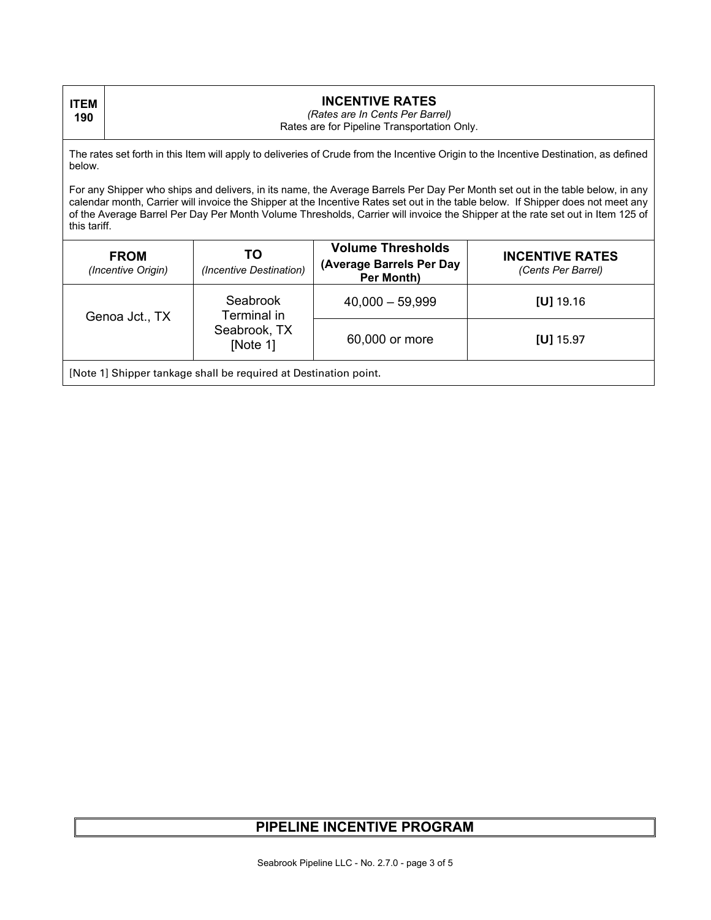| ITEM 190 | **INCENTIVE RATES** *(Rates are In Cents Per Barrel)* Rates are for Pipeline Transportation Only. |
| --- | --- |

The rates set forth in this Item will apply to deliveries of Crude from the Incentive Origin to the Incentive Destination, as defined below.

For any Shipper who ships and delivers, in its name, the Average Barrels Per Day Per Month set out in the table below, in any calendar month, Carrier will invoice the Shipper at the Incentive Rates set out in the table below. If Shipper does not meet any of the Average Barrel Per Day Per Month Volume Thresholds, Carrier will invoice the Shipper at the rate set out in Item 125 of this tariff.

| **FROM** *(Incentive Origin)* | **TO** *(Incentive Destination)* | **Volume Thresholds (Average Barrels Per Day Per Month)** | **INCENTIVE RATES** *(Cents Per Barrel)* |
| --- | --- | --- | --- |
| Genoa Jct., TX | Seabrook Terminal in Seabrook, TX [Note 1] | 40,000 – 59,999 | **[U]** 19.16 |
| | | 60,000 or more | **[U]** 15.97 |

[Note 1] Shipper tankage shall be required at Destination point.

**PIPELINE INCENTIVE PROGRAM**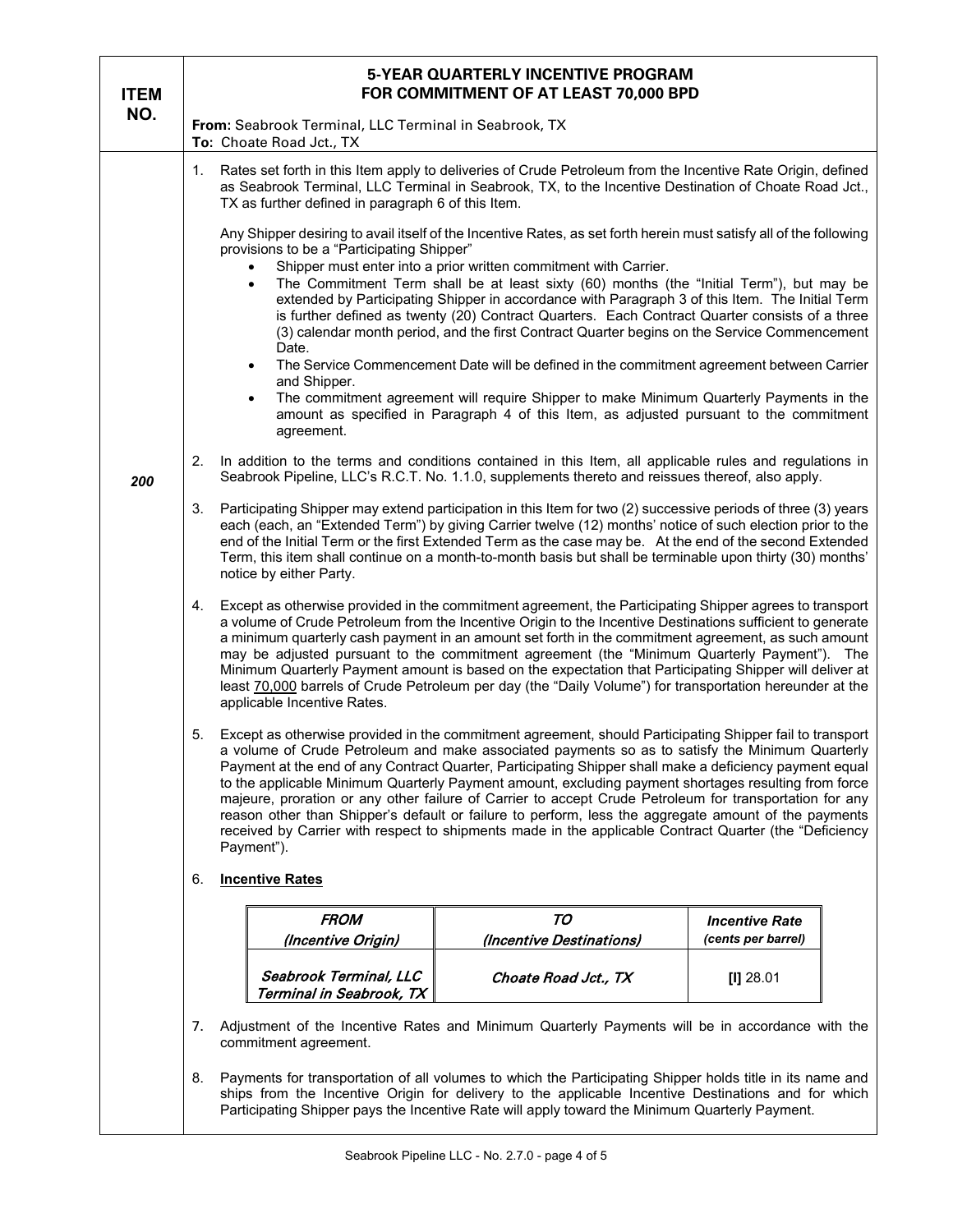| ITEM NO. | **5-YEAR QUARTERLY INCENTIVE PROGRAM FOR COMMITMENT OF AT LEAST 70,000 BPD** |
|---|---|
| | **From:** Seabrook Terminal, LLC Terminal in Seabrook, TX<br>**To:** Choate Road Jct., TX |
| ***200*** | See below |

## ITEM 200

1. Rates set forth in this Item apply to deliveries of Crude Petroleum from the Incentive Rate Origin, defined as Seabrook Terminal, LLC Terminal in Seabrook, TX, to the Incentive Destination of Choate Road Jct., TX as further defined in paragraph 6 of this Item.

   Any Shipper desiring to avail itself of the Incentive Rates, as set forth herein must satisfy all of the following provisions to be a "Participating Shipper"

   - Shipper must enter into a prior written commitment with Carrier.
   - The Commitment Term shall be at least sixty (60) months (the "Initial Term"), but may be extended by Participating Shipper in accordance with Paragraph 3 of this Item. The Initial Term is further defined as twenty (20) Contract Quarters. Each Contract Quarter consists of a three (3) calendar month period, and the first Contract Quarter begins on the Service Commencement Date.
   - The Service Commencement Date will be defined in the commitment agreement between Carrier and Shipper.
   - The commitment agreement will require Shipper to make Minimum Quarterly Payments in the amount as specified in Paragraph 4 of this Item, as adjusted pursuant to the commitment agreement.

2. In addition to the terms and conditions contained in this Item, all applicable rules and regulations in Seabrook Pipeline, LLC's R.C.T. No. 1.1.0, supplements thereto and reissues thereof, also apply.

3. Participating Shipper may extend participation in this Item for two (2) successive periods of three (3) years each (each, an "Extended Term") by giving Carrier twelve (12) months' notice of such election prior to the end of the Initial Term or the first Extended Term as the case may be. At the end of the second Extended Term, this item shall continue on a month-to-month basis but shall be terminable upon thirty (30) months' notice by either Party.

4. Except as otherwise provided in the commitment agreement, the Participating Shipper agrees to transport a volume of Crude Petroleum from the Incentive Origin to the Incentive Destinations sufficient to generate a minimum quarterly cash payment in an amount set forth in the commitment agreement, as such amount may be adjusted pursuant to the commitment agreement (the "Minimum Quarterly Payment"). The Minimum Quarterly Payment amount is based on the expectation that Participating Shipper will deliver at least <u>70,000</u> barrels of Crude Petroleum per day (the "Daily Volume") for transportation hereunder at the applicable Incentive Rates.

5. Except as otherwise provided in the commitment agreement, should Participating Shipper fail to transport a volume of Crude Petroleum and make associated payments so as to satisfy the Minimum Quarterly Payment at the end of any Contract Quarter, Participating Shipper shall make a deficiency payment equal to the applicable Minimum Quarterly Payment amount, excluding payment shortages resulting from force majeure, proration or any other failure of Carrier to accept Crude Petroleum for transportation for any reason other than Shipper's default or failure to perform, less the aggregate amount of the payments received by Carrier with respect to shipments made in the applicable Contract Quarter (the "Deficiency Payment").

6. <u>**Incentive Rates**</u>

| *FROM (Incentive Origin)* | *TO (Incentive Destinations)* | **Incentive Rate** *(cents per barrel)* |
|---|---|---|
| *Seabrook Terminal, LLC Terminal in Seabrook, TX* | *Choate Road Jct., TX* | **[I]** 28.01 |

7. Adjustment of the Incentive Rates and Minimum Quarterly Payments will be in accordance with the commitment agreement.

8. Payments for transportation of all volumes to which the Participating Shipper holds title in its name and ships from the Incentive Origin for delivery to the applicable Incentive Destinations and for which Participating Shipper pays the Incentive Rate will apply toward the Minimum Quarterly Payment.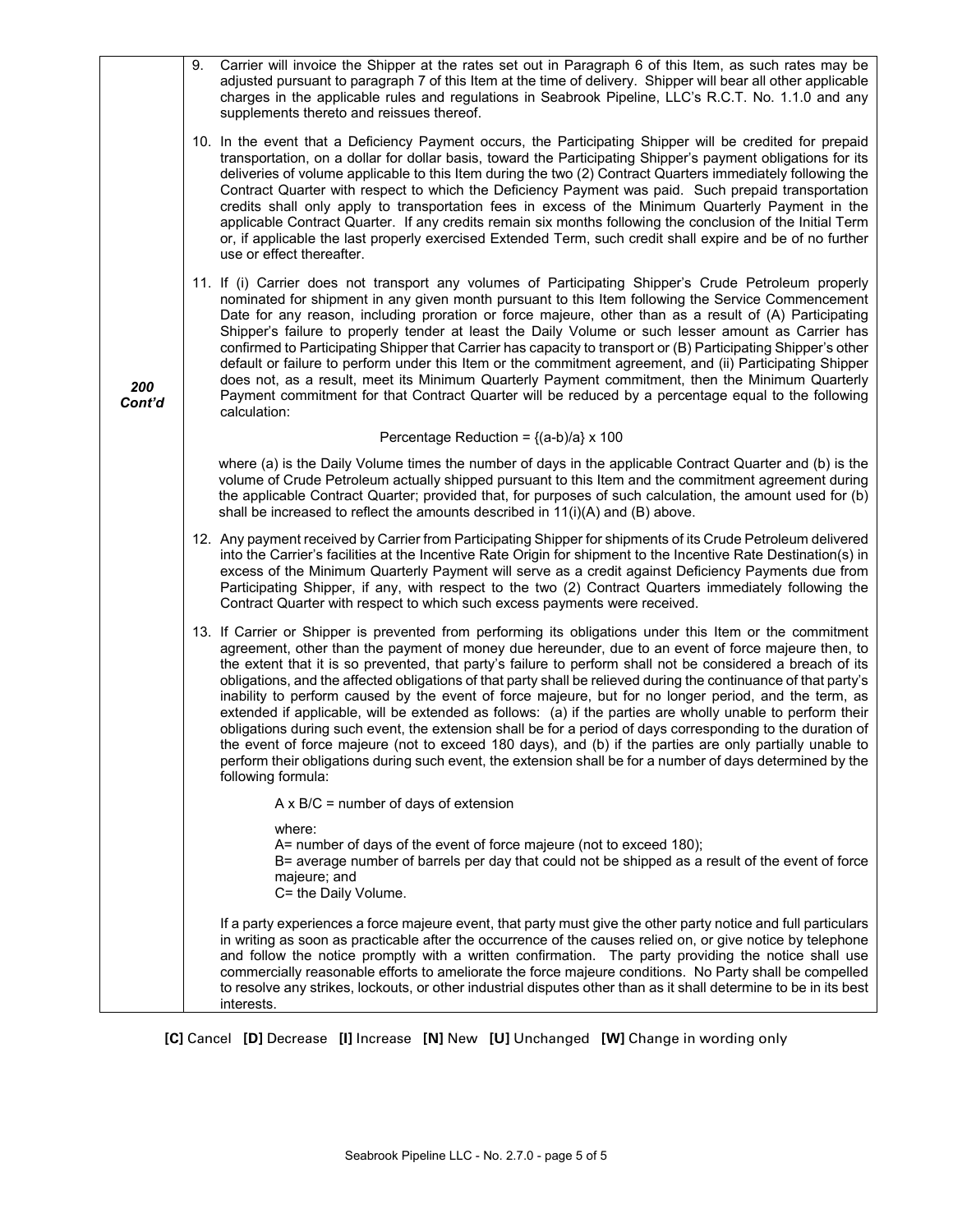| | |
|---|---|
| ***200 Cont'd*** | 9. Carrier will invoice the Shipper at the rates set out in Paragraph 6 of this Item, as such rates may be adjusted pursuant to paragraph 7 of this Item at the time of delivery. Shipper will bear all other applicable charges in the applicable rules and regulations in Seabrook Pipeline, LLC's R.C.T. No. 1.1.0 and any supplements thereto and reissues thereof.<br><br>10. In the event that a Deficiency Payment occurs, the Participating Shipper will be credited for prepaid transportation, on a dollar for dollar basis, toward the Participating Shipper's payment obligations for its deliveries of volume applicable to this Item during the two (2) Contract Quarters immediately following the Contract Quarter with respect to which the Deficiency Payment was paid. Such prepaid transportation credits shall only apply to transportation fees in excess of the Minimum Quarterly Payment in the applicable Contract Quarter. If any credits remain six months following the conclusion of the Initial Term or, if applicable the last properly exercised Extended Term, such credit shall expire and be of no further use or effect thereafter.<br><br>11. If (i) Carrier does not transport any volumes of Participating Shipper's Crude Petroleum properly nominated for shipment in any given month pursuant to this Item following the Service Commencement Date for any reason, including proration or force majeure, other than as a result of (A) Participating Shipper's failure to properly tender at least the Daily Volume or such lesser amount as Carrier has confirmed to Participating Shipper that Carrier has capacity to transport or (B) Participating Shipper's other default or failure to perform under this Item or the commitment agreement, and (ii) Participating Shipper does not, as a result, meet its Minimum Quarterly Payment commitment, then the Minimum Quarterly Payment commitment for that Contract Quarter will be reduced by a percentage equal to the following calculation:<br><br>Percentage Reduction = $\{(a-b)/a\} \times 100$<br><br>where (a) is the Daily Volume times the number of days in the applicable Contract Quarter and (b) is the volume of Crude Petroleum actually shipped pursuant to this Item and the commitment agreement during the applicable Contract Quarter; provided that, for purposes of such calculation, the amount used for (b) shall be increased to reflect the amounts described in 11(i)(A) and (B) above.<br><br>12. Any payment received by Carrier from Participating Shipper for shipments of its Crude Petroleum delivered into the Carrier's facilities at the Incentive Rate Origin for shipment to the Incentive Rate Destination(s) in excess of the Minimum Quarterly Payment will serve as a credit against Deficiency Payments due from Participating Shipper, if any, with respect to the two (2) Contract Quarters immediately following the Contract Quarter with respect to which such excess payments were received.<br><br>13. If Carrier or Shipper is prevented from performing its obligations under this Item or the commitment agreement, other than the payment of money due hereunder, due to an event of force majeure then, to the extent that it is so prevented, that party's failure to perform shall not be considered a breach of its obligations, and the affected obligations of that party shall be relieved during the continuance of that party's inability to perform caused by the event of force majeure, but for no longer period, and the term, as extended if applicable, will be extended as follows: (a) if the parties are wholly unable to perform their obligations during such event, the extension shall be for a period of days corresponding to the duration of the event of force majeure (not to exceed 180 days), and (b) if the parties are only partially unable to perform their obligations during such event, the extension shall be for a number of days determined by the following formula:<br><br>$A \times B/C$ = number of days of extension<br><br>where:<br>A= number of days of the event of force majeure (not to exceed 180);<br>B= average number of barrels per day that could not be shipped as a result of the event of force majeure; and<br>C= the Daily Volume.<br><br>If a party experiences a force majeure event, that party must give the other party notice and full particulars in writing as soon as practicable after the occurrence of the causes relied on, or give notice by telephone and follow the notice promptly with a written confirmation. The party providing the notice shall use commercially reasonable efforts to ameliorate the force majeure conditions. No Party shall be compelled to resolve any strikes, lockouts, or other industrial disputes other than as it shall determine to be in its best interests. |

**[C]** Cancel **[D]** Decrease **[I]** Increase **[N]** New **[U]** Unchanged **[W]** Change in wording only